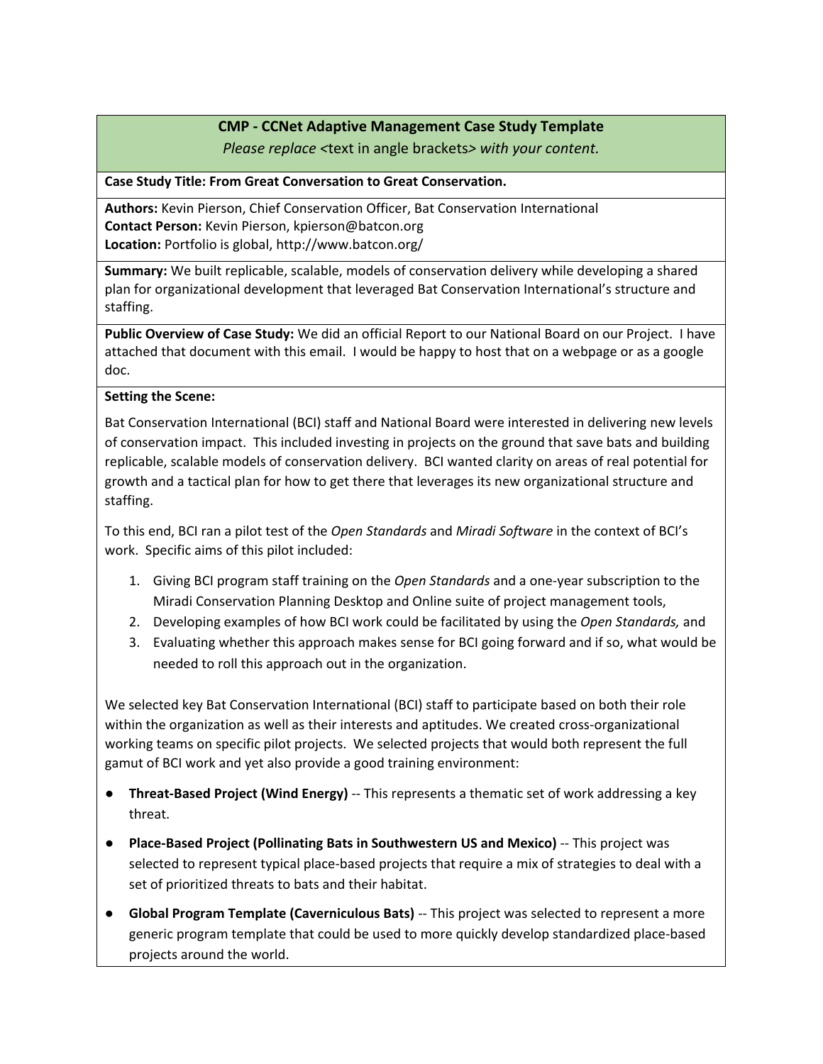## CMP - CCNet Adaptive Management Case Study Template

*Please replace* <text in angle brackets> *with your content.*

**Case Study Title: From Great Conversation to Great Conservation.**

**Authors:** Kevin Pierson, Chief Conservation Officer, Bat Conservation International
**Contact Person:** Kevin Pierson, kpierson@batcon.org
**Location:** Portfolio is global, http://www.batcon.org/

**Summary:** We built replicable, scalable, models of conservation delivery while developing a shared plan for organizational development that leveraged Bat Conservation International's structure and staffing.

**Public Overview of Case Study:** We did an official Report to our National Board on our Project. I have attached that document with this email. I would be happy to host that on a webpage or as a google doc.

**Setting the Scene:**

Bat Conservation International (BCI) staff and National Board were interested in delivering new levels of conservation impact. This included investing in projects on the ground that save bats and building replicable, scalable models of conservation delivery. BCI wanted clarity on areas of real potential for growth and a tactical plan for how to get there that leverages its new organizational structure and staffing.

To this end, BCI ran a pilot test of the *Open Standards* and *Miradi Software* in the context of BCI's work. Specific aims of this pilot included:

1. Giving BCI program staff training on the *Open Standards* and a one-year subscription to the Miradi Conservation Planning Desktop and Online suite of project management tools,
2. Developing examples of how BCI work could be facilitated by using the *Open Standards,* and
3. Evaluating whether this approach makes sense for BCI going forward and if so, what would be needed to roll this approach out in the organization.

We selected key Bat Conservation International (BCI) staff to participate based on both their role within the organization as well as their interests and aptitudes. We created cross-organizational working teams on specific pilot projects. We selected projects that would both represent the full gamut of BCI work and yet also provide a good training environment:

- **Threat-Based Project (Wind Energy)** -- This represents a thematic set of work addressing a key threat.
- **Place-Based Project (Pollinating Bats in Southwestern US and Mexico)** -- This project was selected to represent typical place-based projects that require a mix of strategies to deal with a set of prioritized threats to bats and their habitat.
- **Global Program Template (Cavernicolous Bats)** -- This project was selected to represent a more generic program template that could be used to more quickly develop standardized place-based projects around the world.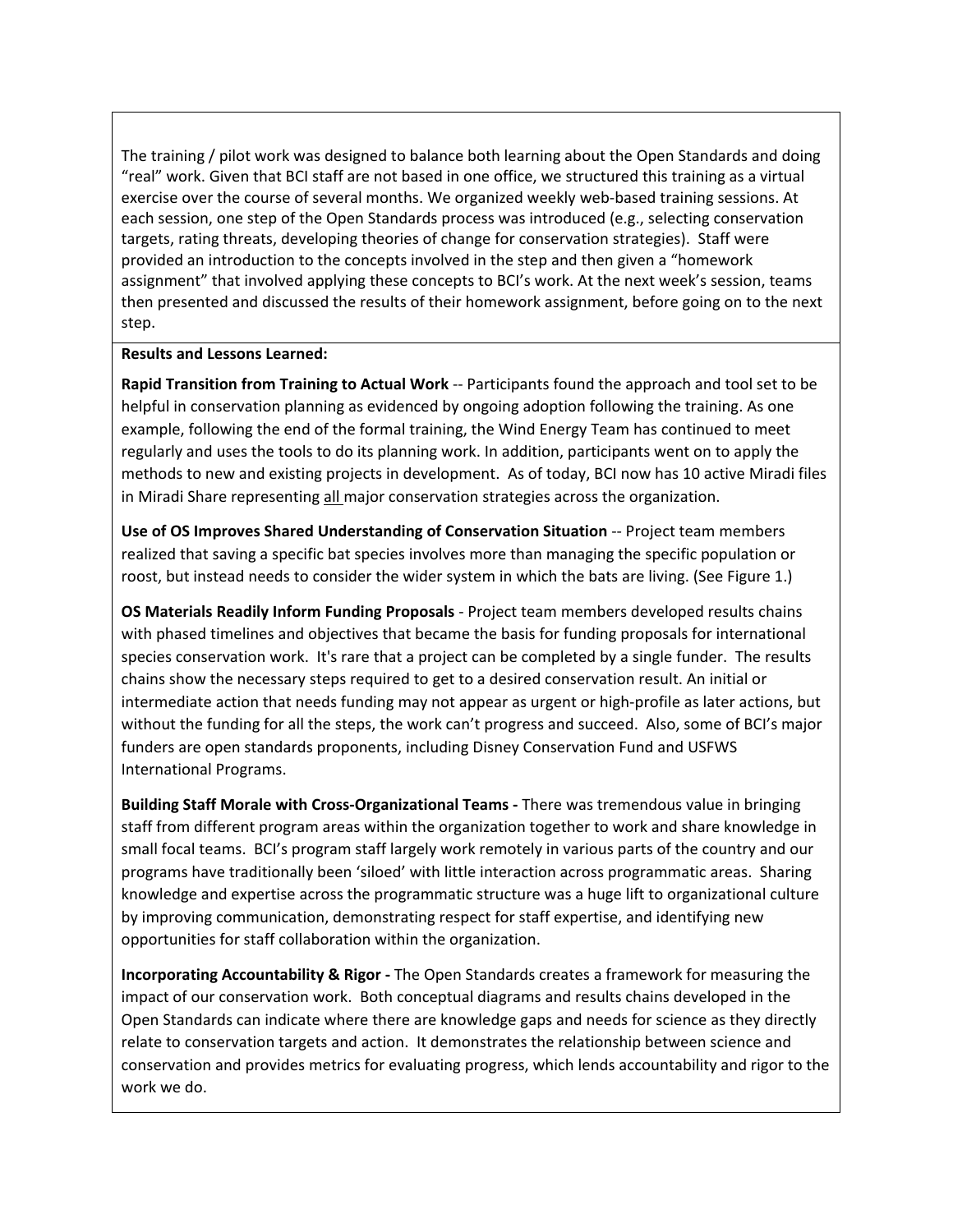The training / pilot work was designed to balance both learning about the Open Standards and doing "real" work. Given that BCI staff are not based in one office, we structured this training as a virtual exercise over the course of several months. We organized weekly web-based training sessions. At each session, one step of the Open Standards process was introduced (e.g., selecting conservation targets, rating threats, developing theories of change for conservation strategies). Staff were provided an introduction to the concepts involved in the step and then given a "homework assignment" that involved applying these concepts to BCI's work. At the next week's session, teams then presented and discussed the results of their homework assignment, before going on to the next step.

**Results and Lessons Learned:**

**Rapid Transition from Training to Actual Work** -- Participants found the approach and tool set to be helpful in conservation planning as evidenced by ongoing adoption following the training. As one example, following the end of the formal training, the Wind Energy Team has continued to meet regularly and uses the tools to do its planning work. In addition, participants went on to apply the methods to new and existing projects in development. As of today, BCI now has 10 active Miradi files in Miradi Share representing <u>all</u> major conservation strategies across the organization.

**Use of OS Improves Shared Understanding of Conservation Situation** -- Project team members realized that saving a specific bat species involves more than managing the specific population or roost, but instead needs to consider the wider system in which the bats are living. (See Figure 1.)

**OS Materials Readily Inform Funding Proposals** - Project team members developed results chains with phased timelines and objectives that became the basis for funding proposals for international species conservation work. It's rare that a project can be completed by a single funder. The results chains show the necessary steps required to get to a desired conservation result. An initial or intermediate action that needs funding may not appear as urgent or high-profile as later actions, but without the funding for all the steps, the work can't progress and succeed. Also, some of BCI's major funders are open standards proponents, including Disney Conservation Fund and USFWS International Programs.

**Building Staff Morale with Cross-Organizational Teams -** There was tremendous value in bringing staff from different program areas within the organization together to work and share knowledge in small focal teams. BCI's program staff largely work remotely in various parts of the country and our programs have traditionally been 'siloed' with little interaction across programmatic areas. Sharing knowledge and expertise across the programmatic structure was a huge lift to organizational culture by improving communication, demonstrating respect for staff expertise, and identifying new opportunities for staff collaboration within the organization.

**Incorporating Accountability & Rigor -** The Open Standards creates a framework for measuring the impact of our conservation work. Both conceptual diagrams and results chains developed in the Open Standards can indicate where there are knowledge gaps and needs for science as they directly relate to conservation targets and action. It demonstrates the relationship between science and conservation and provides metrics for evaluating progress, which lends accountability and rigor to the work we do.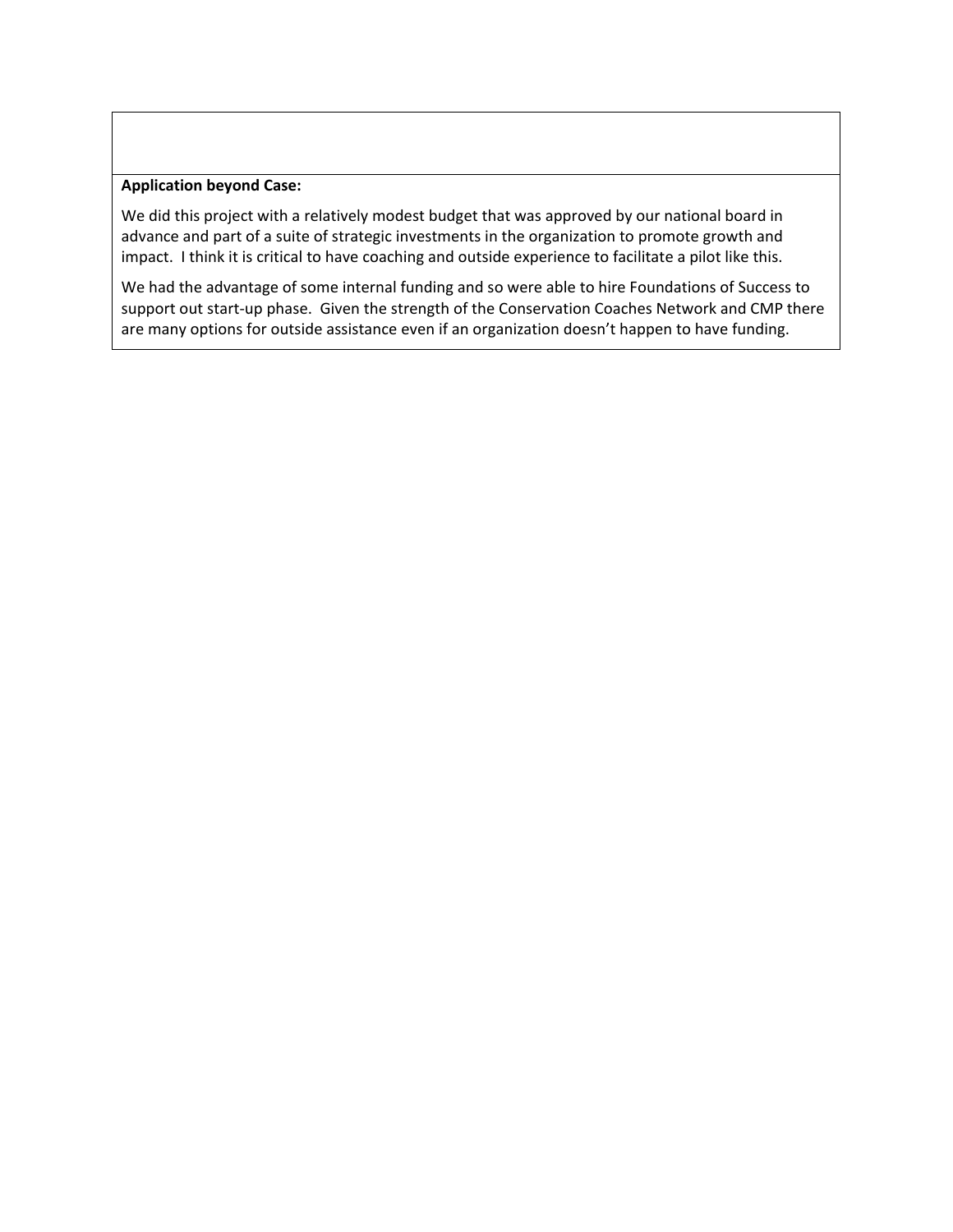**Application beyond Case:**

We did this project with a relatively modest budget that was approved by our national board in advance and part of a suite of strategic investments in the organization to promote growth and impact. I think it is critical to have coaching and outside experience to facilitate a pilot like this.

We had the advantage of some internal funding and so were able to hire Foundations of Success to support out start-up phase. Given the strength of the Conservation Coaches Network and CMP there are many options for outside assistance even if an organization doesn't happen to have funding.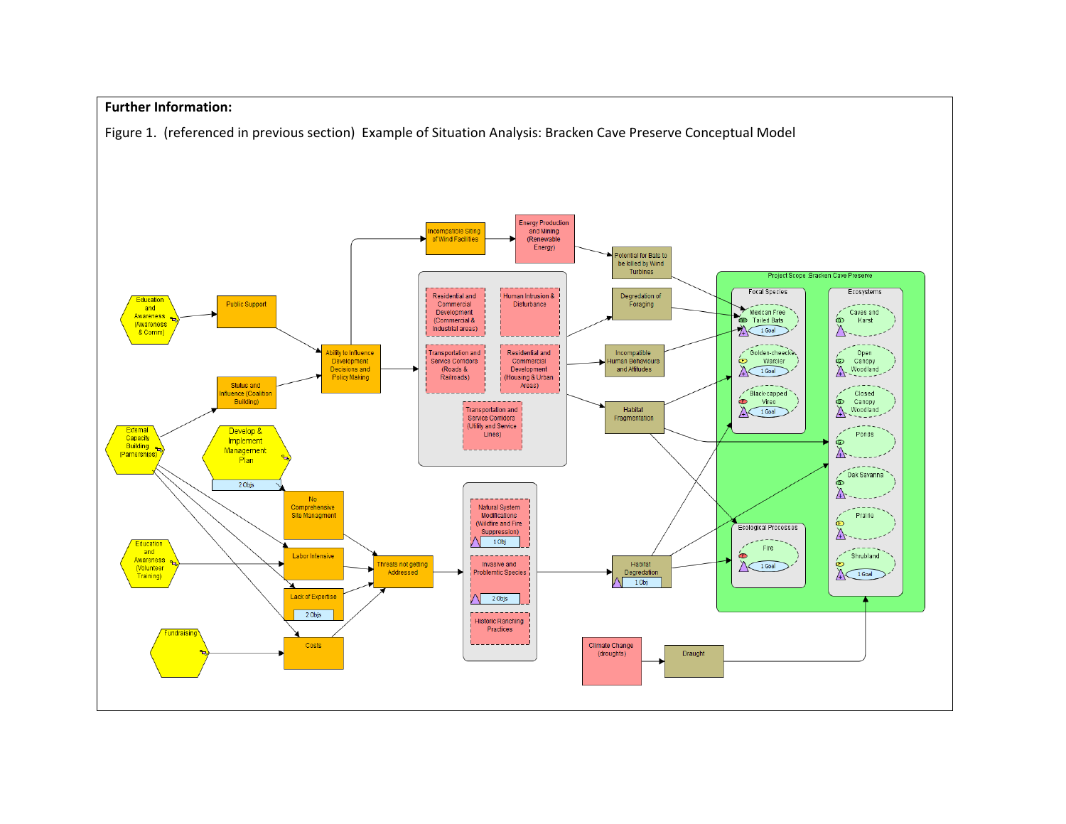**Further Information:**

Figure 1. (referenced in previous section) Example of Situation Analysis: Bracken Cave Preserve Conceptual Model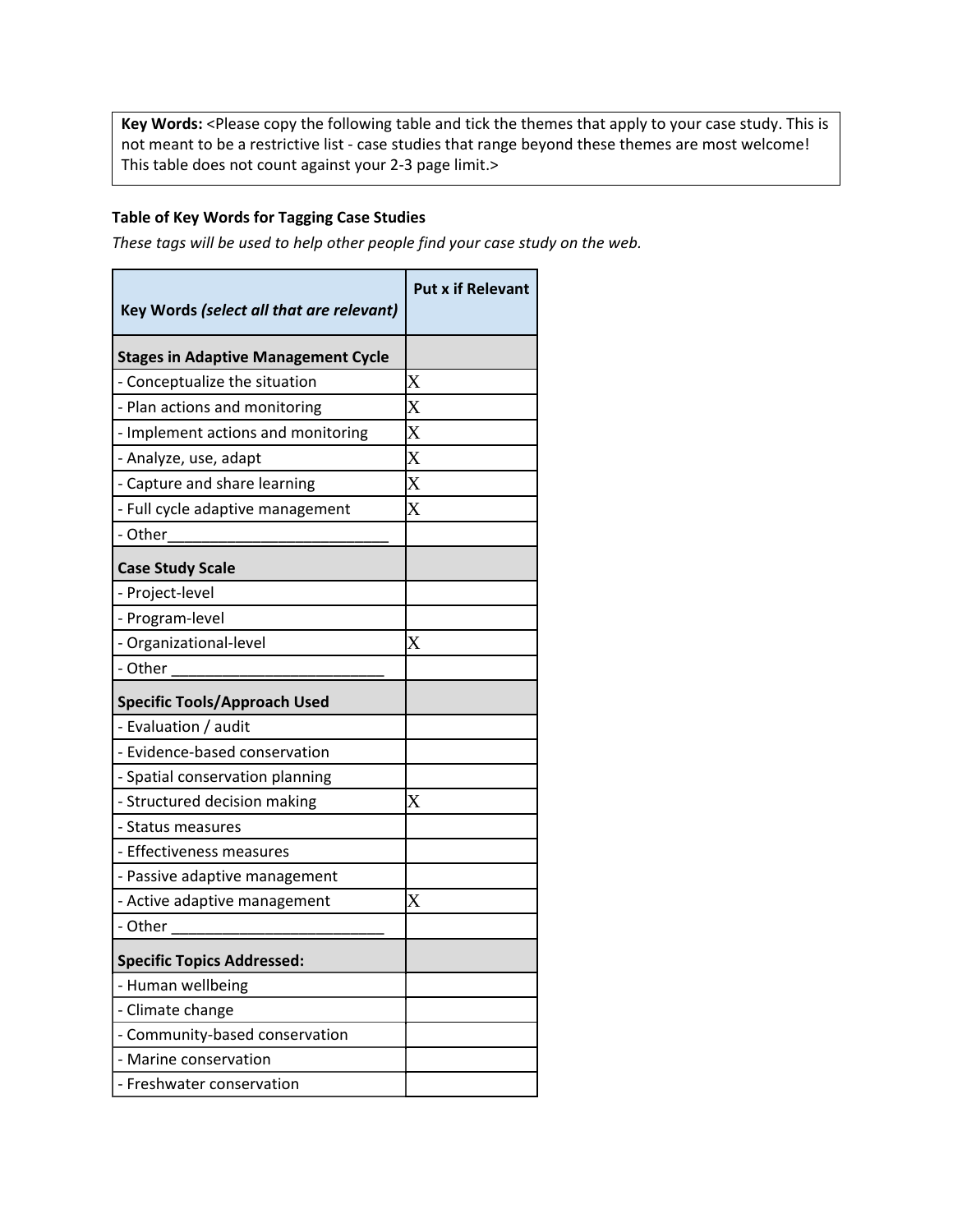**Key Words:** <Please copy the following table and tick the themes that apply to your case study. This is not meant to be a restrictive list - case studies that range beyond these themes are most welcome! This table does not count against your 2-3 page limit.>

**Table of Key Words for Tagging Case Studies**

*These tags will be used to help other people find your case study on the web.*

| Key Words *(select all that are relevant)* | Put x if Relevant |
|---|---|
| **Stages in Adaptive Management Cycle** | |
| - Conceptualize the situation | X |
| - Plan actions and monitoring | X |
| - Implement actions and monitoring | X |
| - Analyze, use, adapt | X |
| - Capture and share learning | X |
| - Full cycle adaptive management | X |
| - Other__________________________ | |
| **Case Study Scale** | |
| - Project-level | |
| - Program-level | |
| - Organizational-level | X |
| - Other _________________________ | |
| **Specific Tools/Approach Used** | |
| - Evaluation / audit | |
| - Evidence-based conservation | |
| - Spatial conservation planning | |
| - Structured decision making | X |
| - Status measures | |
| - Effectiveness measures | |
| - Passive adaptive management | |
| - Active adaptive management | X |
| - Other _________________________ | |
| **Specific Topics Addressed:** | |
| - Human wellbeing | |
| - Climate change | |
| - Community-based conservation | |
| - Marine conservation | |
| - Freshwater conservation | |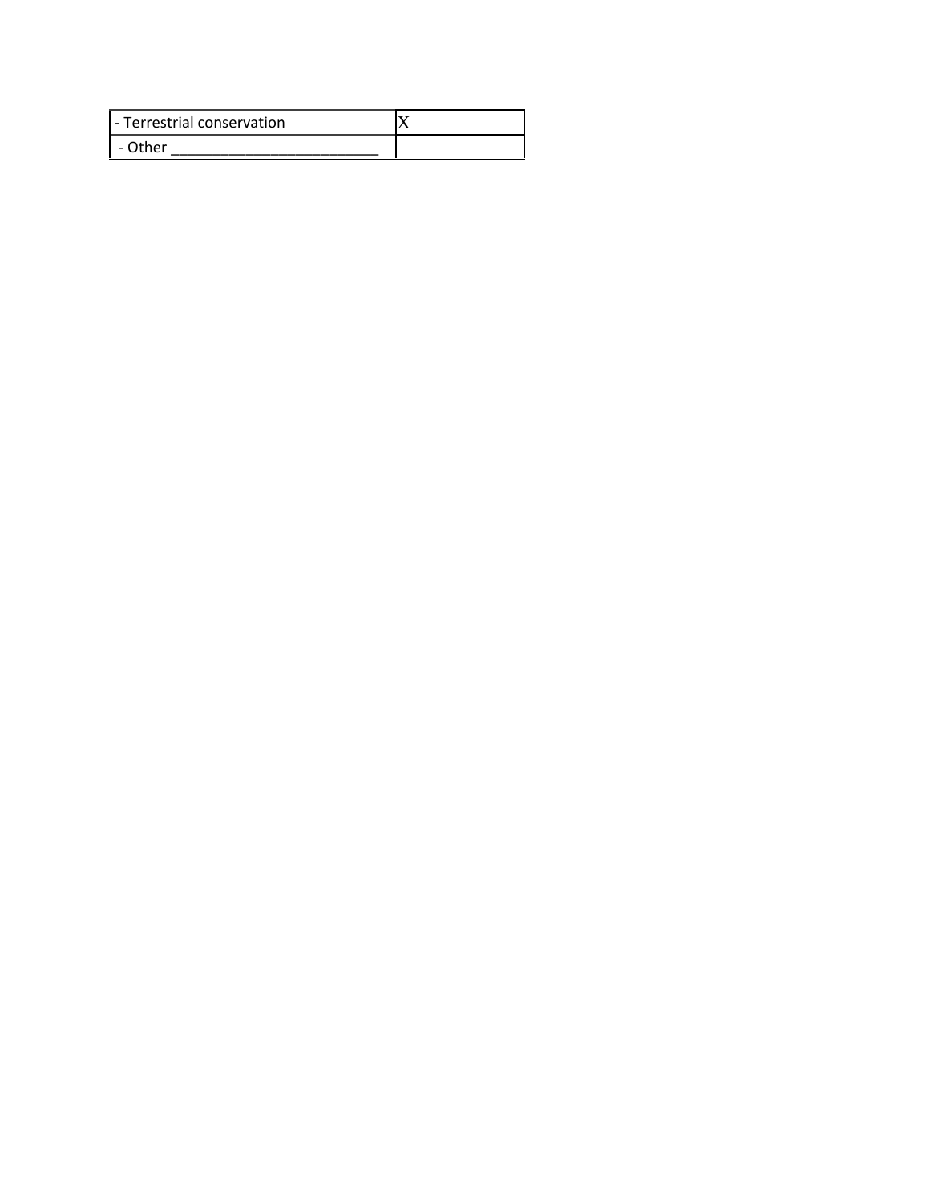| | |
|---|---|
| - Terrestrial conservation | X |
| - Other ___________________________ | |